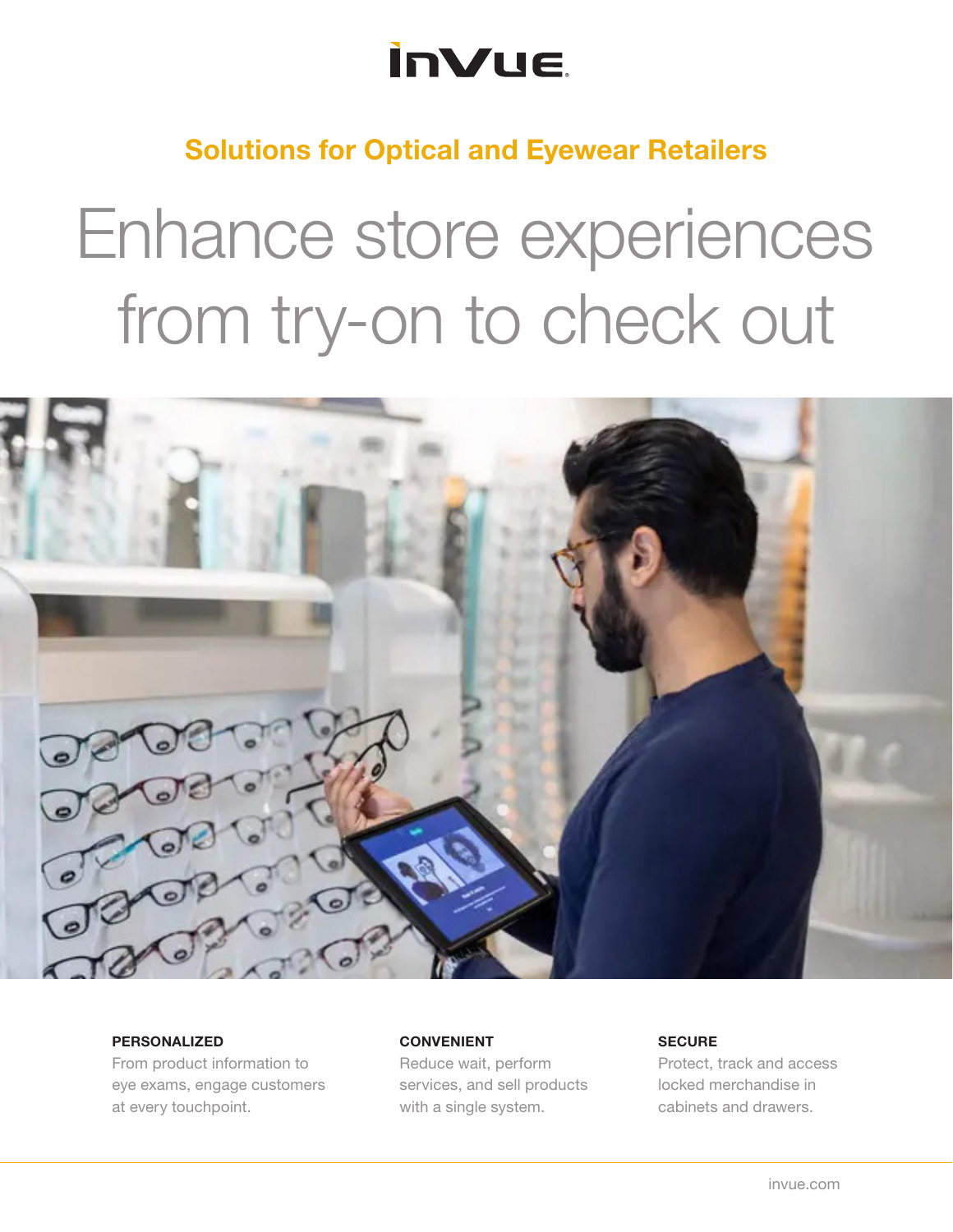InVue

## Solutions for Optical and Eyewear Retailers

# Enhance store experiences from try-on to check out

**PERSONALIZED**

From product information to eye exams, engage customers at every touchpoint.

**CONVENIENT**

Reduce wait, perform services, and sell products with a single system.

**SECURE**

Protect, track and access locked merchandise in cabinets and drawers.

invue.com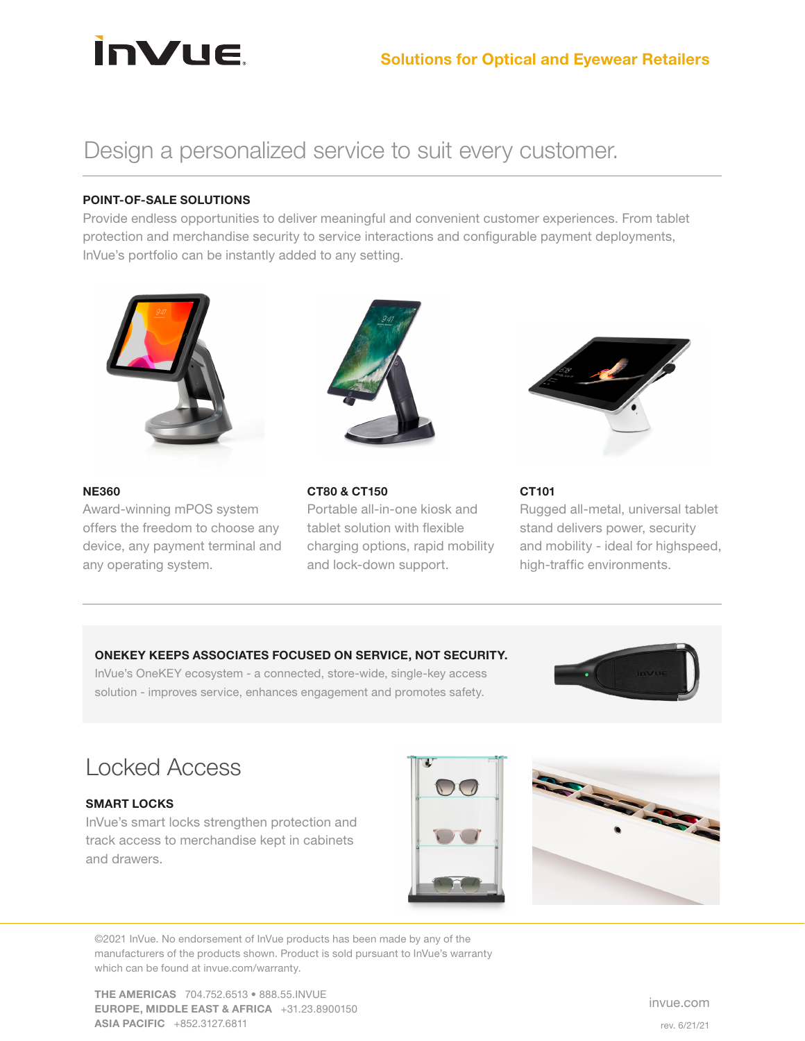# Solutions for Optical and Eyewear Retailers

## Design a personalized service to suit every customer.

### POINT-OF-SALE SOLUTIONS

Provide endless opportunities to deliver meaningful and convenient customer experiences. From tablet protection and merchandise security to service interactions and configurable payment deployments, InVue's portfolio can be instantly added to any setting.

**NE360**

Award-winning mPOS system offers the freedom to choose any device, any payment terminal and any operating system.

**CT80 & CT150**

Portable all-in-one kiosk and tablet solution with flexible charging options, rapid mobility and lock-down support.

**CT101**

Rugged all-metal, universal tablet stand delivers power, security and mobility - ideal for highspeed, high-traffic environments.

### ONEKEY KEEPS ASSOCIATES FOCUSED ON SERVICE, NOT SECURITY.

InVue's OneKEY ecosystem - a connected, store-wide, single-key access solution - improves service, enhances engagement and promotes safety.

## Locked Access

### SMART LOCKS

InVue's smart locks strengthen protection and track access to merchandise kept in cabinets and drawers.

©2021 InVue. No endorsement of InVue products has been made by any of the manufacturers of the products shown. Product is sold pursuant to InVue's warranty which can be found at invue.com/warranty.

**THE AMERICAS** 704.752.6513 • 888.55.INVUE
**EUROPE, MIDDLE EAST & AFRICA** +31.23.8900150
**ASIA PACIFIC** +852.3127.6811

invue.com

rev. 6/21/21